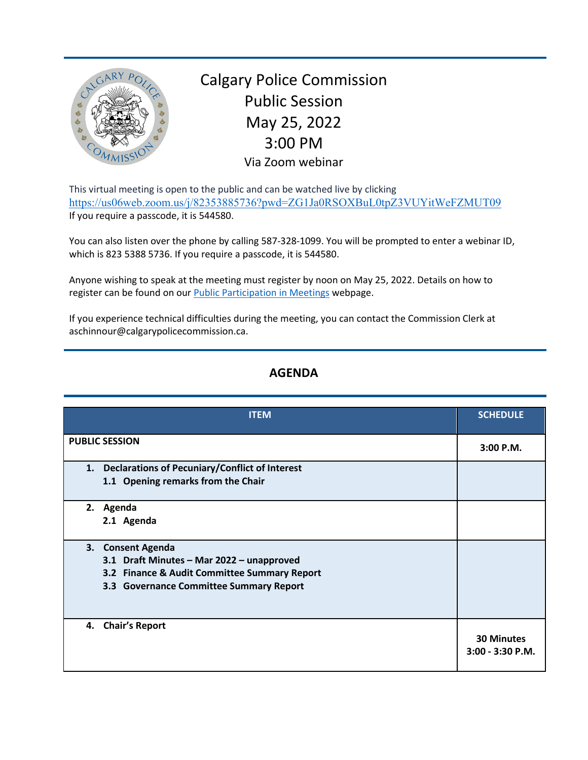# Calgary Police Commission
## Public Session
## May 25, 2022
## 3:00 PM
Via Zoom webinar

This virtual meeting is open to the public and can be watched live by clicking https://us06web.zoom.us/j/82353885736?pwd=ZG1Ja0RSOXBuL0tpZ3VUYitWeFZMUT09
If you require a passcode, it is 544580.

You can also listen over the phone by calling 587-328-1099. You will be prompted to enter a webinar ID, which is 823 5388 5736. If you require a passcode, it is 544580.

Anyone wishing to speak at the meeting must register by noon on May 25, 2022. Details on how to register can be found on our [Public Participation in Meetings](#) webpage.

If you experience technical difficulties during the meeting, you can contact the Commission Clerk at aschinnour@calgarypolicecommission.ca.

## AGENDA

| ITEM | SCHEDULE |
|---|---|
| **PUBLIC SESSION** | **3:00 P.M.** |
| **1. Declarations of Pecuniary/Conflict of Interest**<br>**1.1 Opening remarks from the Chair** | |
| **2. Agenda**<br>**2.1 Agenda** | |
| **3. Consent Agenda**<br>**3.1 Draft Minutes – Mar 2022 – unapproved**<br>**3.2 Finance & Audit Committee Summary Report**<br>**3.3 Governance Committee Summary Report** | |
| **4. Chair's Report** | **30 Minutes**<br>**3:00 - 3:30 P.M.** |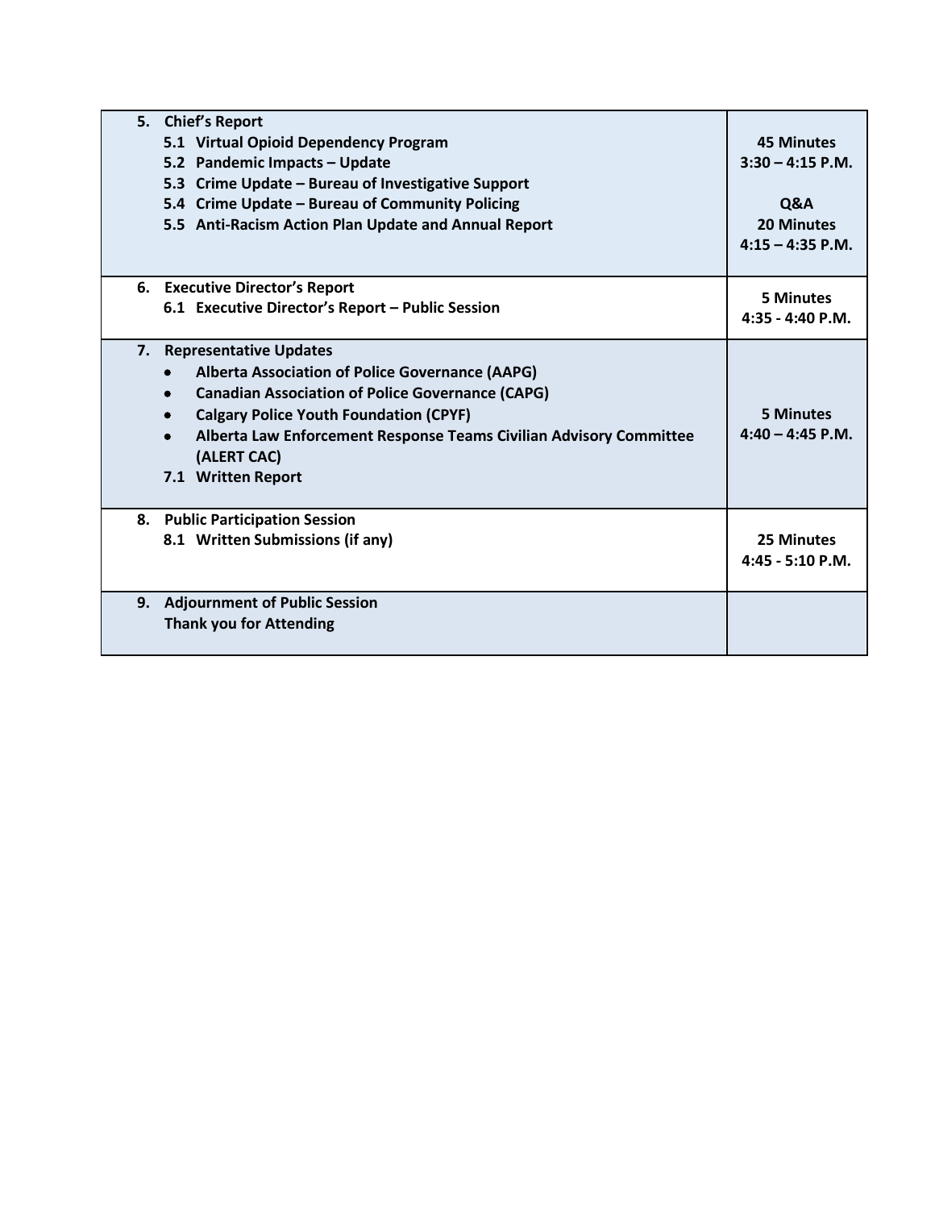| | |
|---|---|
| **5. Chief's Report**<br>**5.1 Virtual Opioid Dependency Program**<br>**5.2 Pandemic Impacts – Update**<br>**5.3 Crime Update – Bureau of Investigative Support**<br>**5.4 Crime Update – Bureau of Community Policing**<br>**5.5 Anti-Racism Action Plan Update and Annual Report** | **45 Minutes**<br>**3:30 – 4:15 P.M.**<br><br>**Q&A**<br>**20 Minutes**<br>**4:15 – 4:35 P.M.** |
| **6. Executive Director's Report**<br>**6.1 Executive Director's Report – Public Session** | **5 Minutes**<br>**4:35 - 4:40 P.M.** |
| **7. Representative Updates**<br>• **Alberta Association of Police Governance (AAPG)**<br>• **Canadian Association of Police Governance (CAPG)**<br>• **Calgary Police Youth Foundation (CPYF)**<br>• **Alberta Law Enforcement Response Teams Civilian Advisory Committee (ALERT CAC)**<br>**7.1 Written Report** | **5 Minutes**<br>**4:40 – 4:45 P.M.** |
| **8. Public Participation Session**<br>**8.1 Written Submissions (if any)** | **25 Minutes**<br>**4:45 - 5:10 P.M.** |
| **9. Adjournment of Public Session**<br>**Thank you for Attending** | |